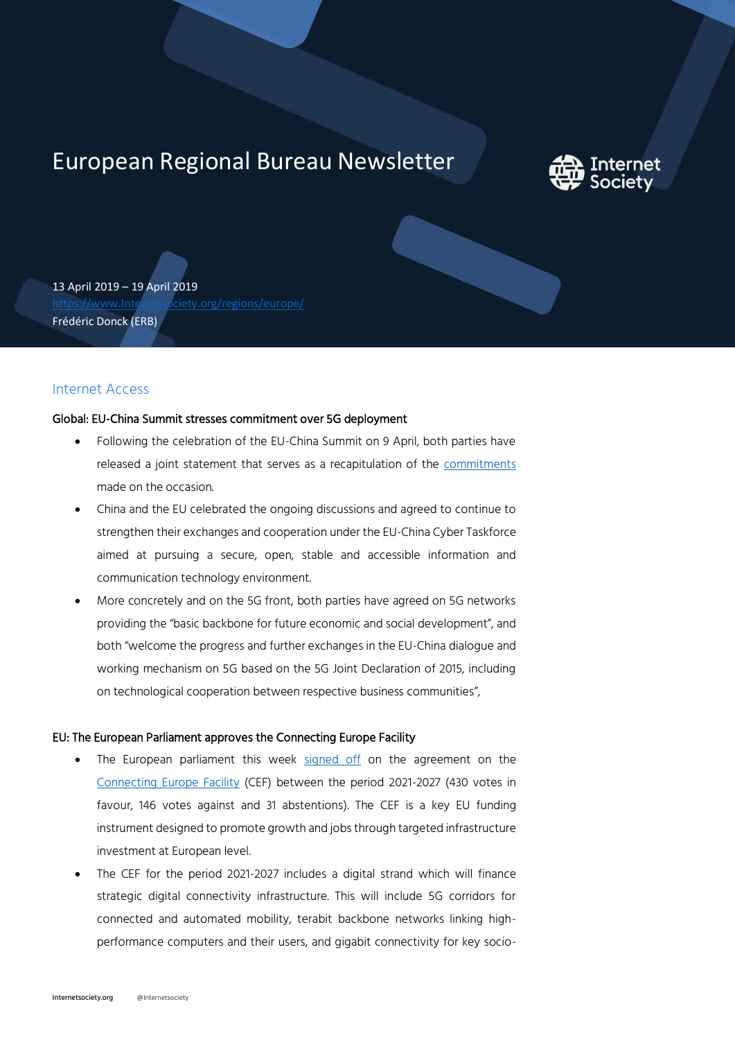# European Regional Bureau Newsletter

Internet Society

13 April 2019 – 19 April 2019
https://www.Internetsociety.org/regions/europe/
Frédéric Donck (ERB)

## Internet Access

### Global: EU-China Summit stresses commitment over 5G deployment

- Following the celebration of the EU-China Summit on 9 April, both parties have released a joint statement that serves as a recapitulation of the commitments made on the occasion.
- China and the EU celebrated the ongoing discussions and agreed to continue to strengthen their exchanges and cooperation under the EU-China Cyber Taskforce aimed at pursuing a secure, open, stable and accessible information and communication technology environment.
- More concretely and on the 5G front, both parties have agreed on 5G networks providing the "basic backbone for future economic and social development", and both "welcome the progress and further exchanges in the EU-China dialogue and working mechanism on 5G based on the 5G Joint Declaration of 2015, including on technological cooperation between respective business communities",

### EU: The European Parliament approves the Connecting Europe Facility

- The European parliament this week signed off on the agreement on the Connecting Europe Facility (CEF) between the period 2021-2027 (430 votes in favour, 146 votes against and 31 abstentions). The CEF is a key EU funding instrument designed to promote growth and jobs through targeted infrastructure investment at European level.
- The CEF for the period 2021-2027 includes a digital strand which will finance strategic digital connectivity infrastructure. This will include 5G corridors for connected and automated mobility, terabit backbone networks linking high-performance computers and their users, and gigabit connectivity for key socio-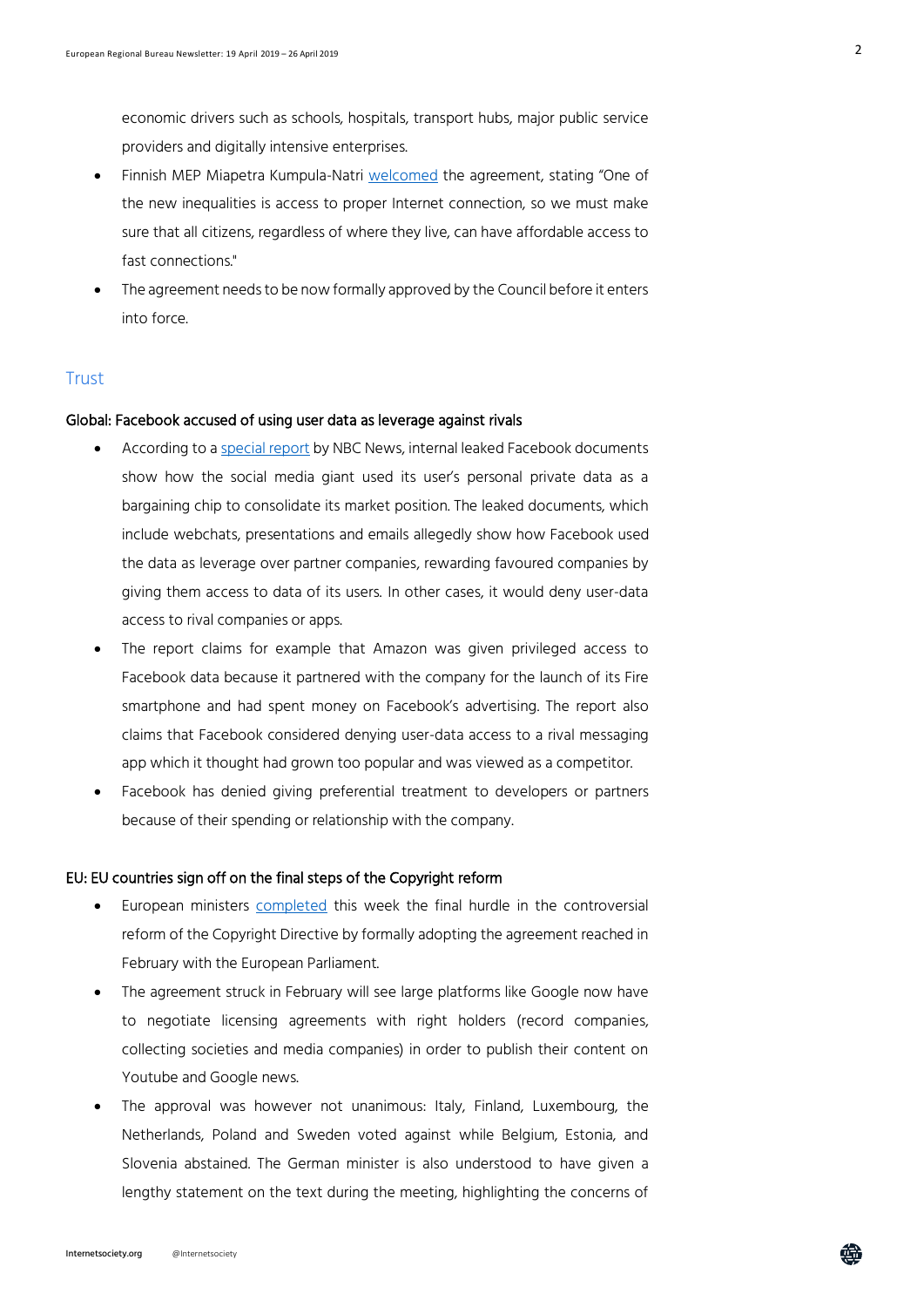economic drivers such as schools, hospitals, transport hubs, major public service providers and digitally intensive enterprises.

- Finnish MEP Miapetra Kumpula-Natri welcomed the agreement, stating "One of the new inequalities is access to proper Internet connection, so we must make sure that all citizens, regardless of where they live, can have affordable access to fast connections."
- The agreement needs to be now formally approved by the Council before it enters into force.

## Trust

### Global: Facebook accused of using user data as leverage against rivals

- According to a special report by NBC News, internal leaked Facebook documents show how the social media giant used its user's personal private data as a bargaining chip to consolidate its market position. The leaked documents, which include webchats, presentations and emails allegedly show how Facebook used the data as leverage over partner companies, rewarding favoured companies by giving them access to data of its users. In other cases, it would deny user-data access to rival companies or apps.
- The report claims for example that Amazon was given privileged access to Facebook data because it partnered with the company for the launch of its Fire smartphone and had spent money on Facebook's advertising. The report also claims that Facebook considered denying user-data access to a rival messaging app which it thought had grown too popular and was viewed as a competitor.
- Facebook has denied giving preferential treatment to developers or partners because of their spending or relationship with the company.

### EU: EU countries sign off on the final steps of the Copyright reform

- European ministers completed this week the final hurdle in the controversial reform of the Copyright Directive by formally adopting the agreement reached in February with the European Parliament.
- The agreement struck in February will see large platforms like Google now have to negotiate licensing agreements with right holders (record companies, collecting societies and media companies) in order to publish their content on Youtube and Google news.
- The approval was however not unanimous: Italy, Finland, Luxembourg, the Netherlands, Poland and Sweden voted against while Belgium, Estonia, and Slovenia abstained. The German minister is also understood to have given a lengthy statement on the text during the meeting, highlighting the concerns of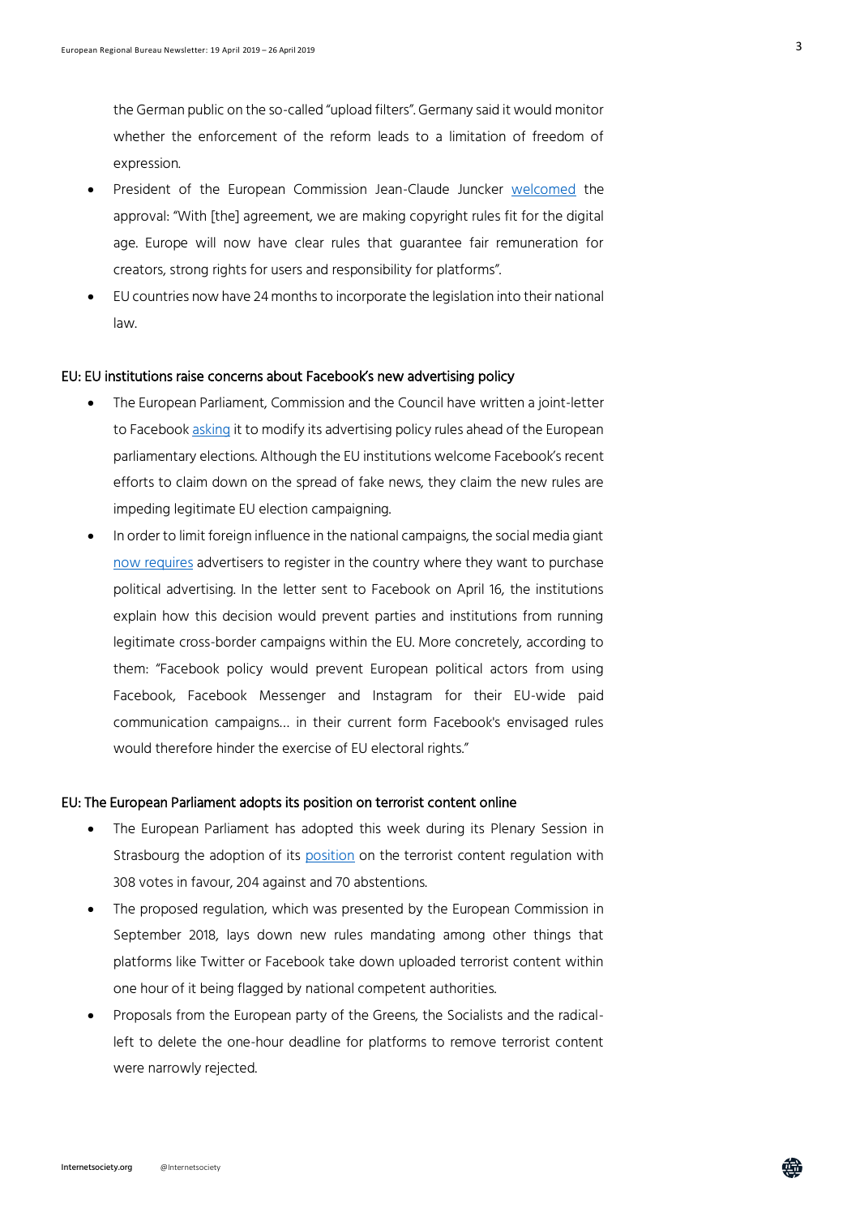the German public on the so-called "upload filters". Germany said it would monitor whether the enforcement of the reform leads to a limitation of freedom of expression.

- President of the European Commission Jean-Claude Juncker welcomed the approval: "With [the] agreement, we are making copyright rules fit for the digital age. Europe will now have clear rules that guarantee fair remuneration for creators, strong rights for users and responsibility for platforms".
- EU countries now have 24 months to incorporate the legislation into their national law.

### EU: EU institutions raise concerns about Facebook's new advertising policy

- The European Parliament, Commission and the Council have written a joint-letter to Facebook asking it to modify its advertising policy rules ahead of the European parliamentary elections. Although the EU institutions welcome Facebook's recent efforts to claim down on the spread of fake news, they claim the new rules are impeding legitimate EU election campaigning.
- In order to limit foreign influence in the national campaigns, the social media giant now requires advertisers to register in the country where they want to purchase political advertising. In the letter sent to Facebook on April 16, the institutions explain how this decision would prevent parties and institutions from running legitimate cross-border campaigns within the EU. More concretely, according to them: "Facebook policy would prevent European political actors from using Facebook, Facebook Messenger and Instagram for their EU-wide paid communication campaigns… in their current form Facebook's envisaged rules would therefore hinder the exercise of EU electoral rights."

### EU: The European Parliament adopts its position on terrorist content online

- The European Parliament has adopted this week during its Plenary Session in Strasbourg the adoption of its position on the terrorist content regulation with 308 votes in favour, 204 against and 70 abstentions.
- The proposed regulation, which was presented by the European Commission in September 2018, lays down new rules mandating among other things that platforms like Twitter or Facebook take down uploaded terrorist content within one hour of it being flagged by national competent authorities.
- Proposals from the European party of the Greens, the Socialists and the radical-left to delete the one-hour deadline for platforms to remove terrorist content were narrowly rejected.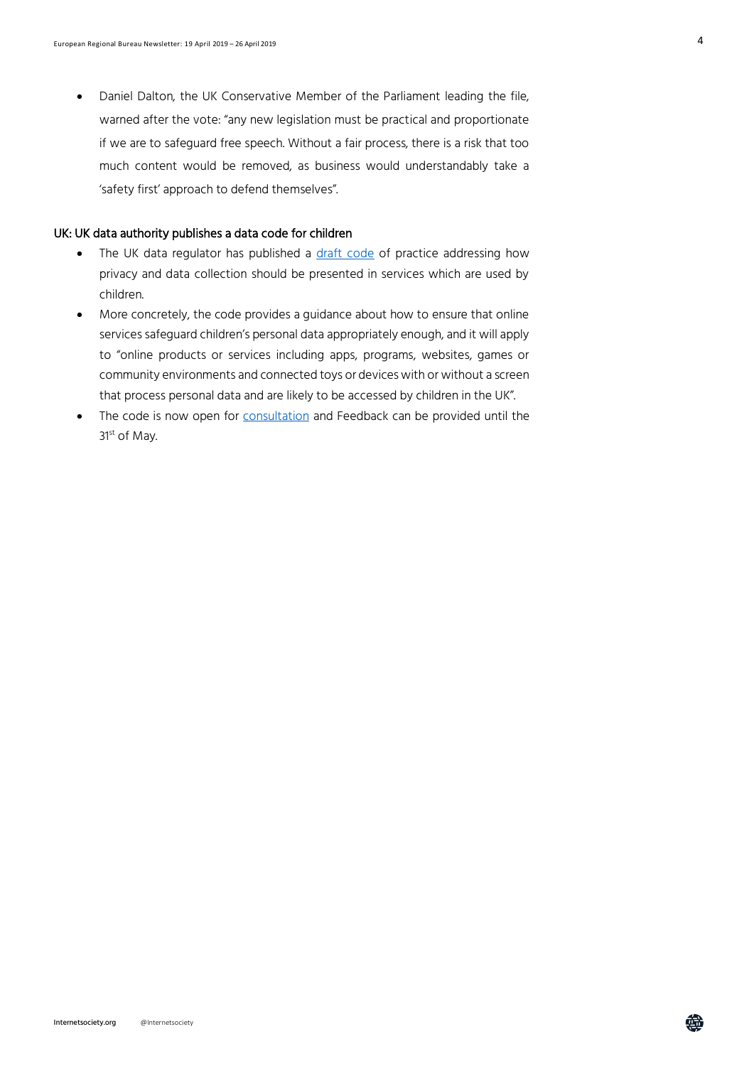- Daniel Dalton, the UK Conservative Member of the Parliament leading the file, warned after the vote: "any new legislation must be practical and proportionate if we are to safeguard free speech. Without a fair process, there is a risk that too much content would be removed, as business would understandably take a 'safety first' approach to defend themselves".

### UK: UK data authority publishes a data code for children

- The UK data regulator has published a draft code of practice addressing how privacy and data collection should be presented in services which are used by children.
- More concretely, the code provides a guidance about how to ensure that online services safeguard children's personal data appropriately enough, and it will apply to "online products or services including apps, programs, websites, games or community environments and connected toys or devices with or without a screen that process personal data and are likely to be accessed by children in the UK".
- The code is now open for consultation and Feedback can be provided until the 31st of May.